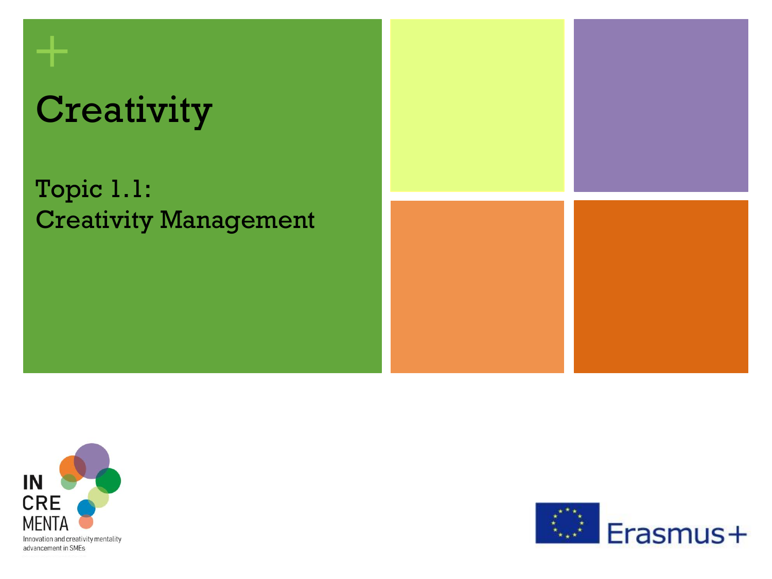# Creativity

## Topic 1.1: Creativity Management

IN CRE MENTA

Innovation and creativity mentality advancement in SMEs

Erasmus+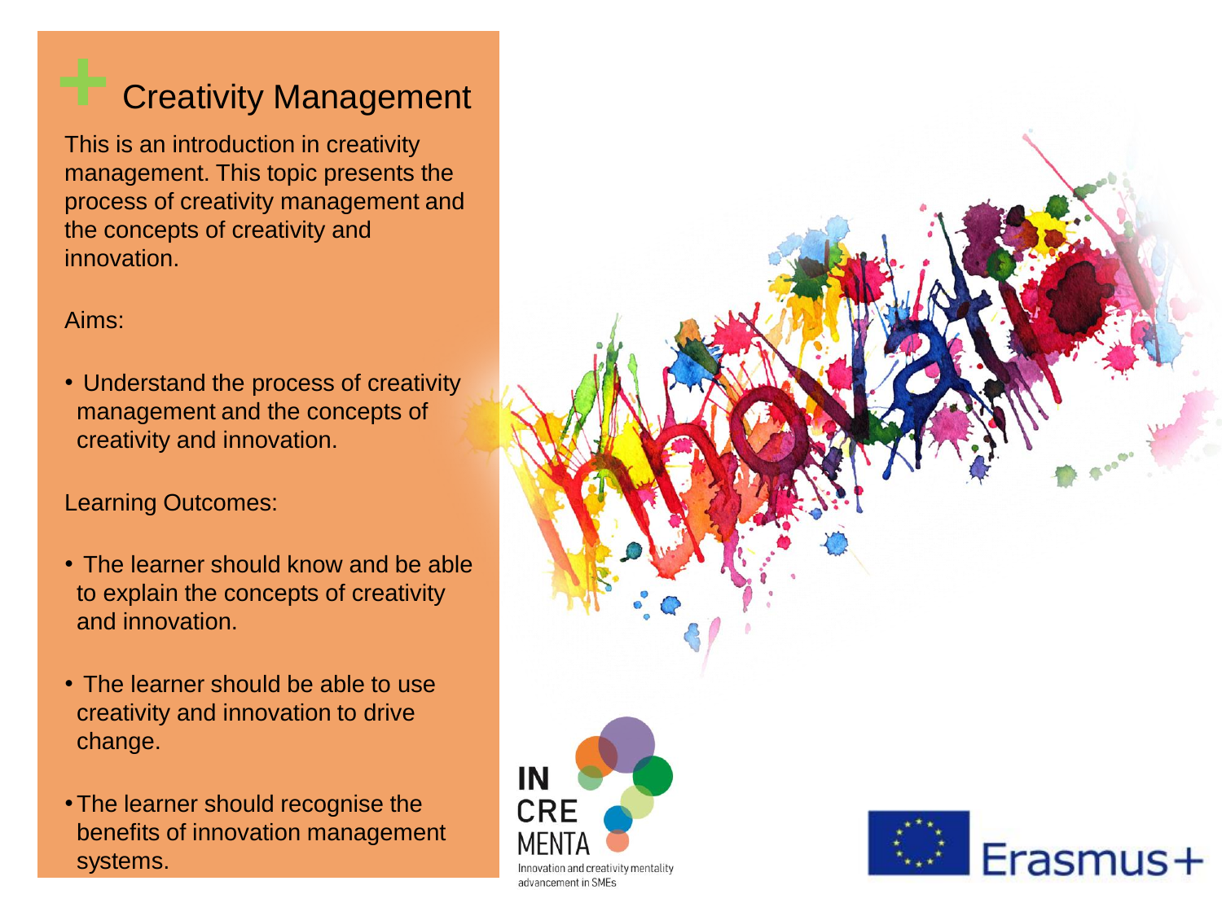# Creativity Management

This is an introduction in creativity management. This topic presents the process of creativity management and the concepts of creativity and innovation.

Aims:

- Understand the process of creativity management and the concepts of creativity and innovation.

Learning Outcomes:

- The learner should know and be able to explain the concepts of creativity and innovation.
- The learner should be able to use creativity and innovation to drive change.
- The learner should recognise the benefits of innovation management systems.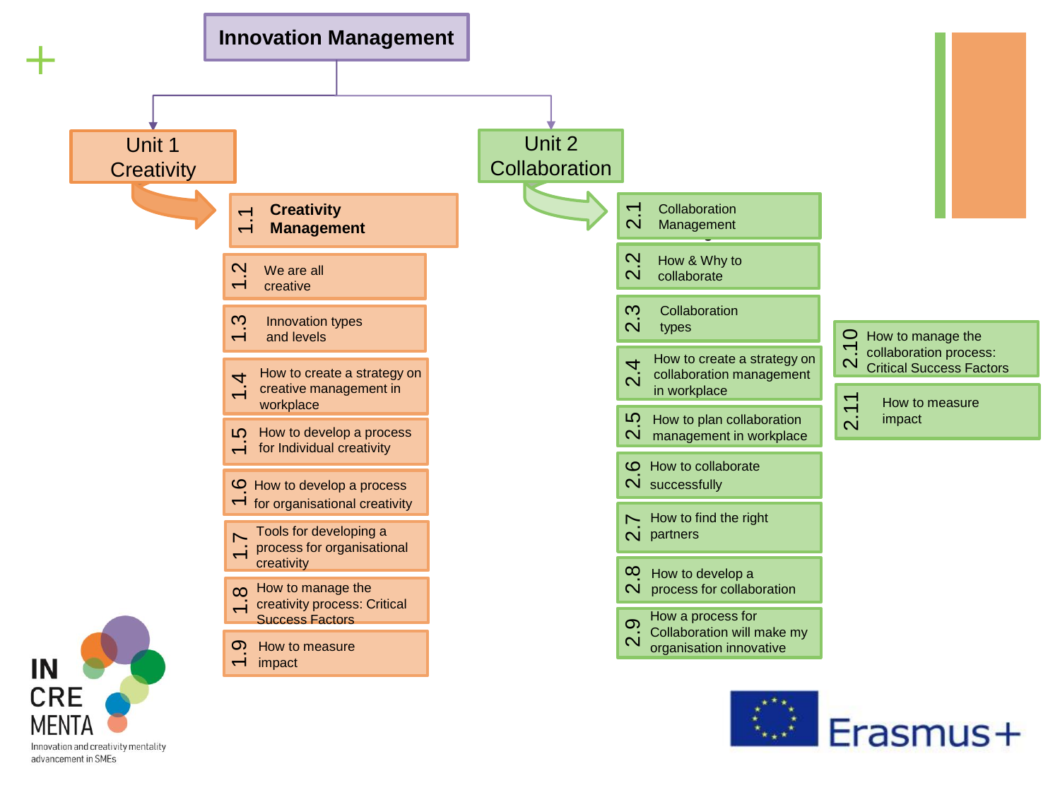# Innovation Management

## Unit 1 Creativity

- 1.1 **Creativity Management**
- 1.2 We are all creative
- 1.3 Innovation types and levels
- 1.4 How to create a strategy on creative management in workplace
- 1.5 How to develop a process for Individual creativity
- 1.6 How to develop a process for organisational creativity
- 1.7 Tools for developing a process for organisational creativity
- 1.8 How to manage the creativity process: Critical Success Factors
- 1.9 How to measure impact

## Unit 2 Collaboration

- 2.1 Collaboration Management
- 2.2 How & Why to collaborate
- 2.3 Collaboration types
- 2.4 How to create a strategy on collaboration management in workplace
- 2.5 How to plan collaboration management in workplace
- 2.6 How to collaborate successfully
- 2.7 How to find the right partners
- 2.8 How to develop a process for collaboration
- 2.9 How a process for Collaboration will make my organisation innovative
- 2.10 How to manage the collaboration process: Critical Success Factors
- 2.11 How to measure impact

IN CRE MENTA

Innovation and creativity mentality advancement in SMEs

Erasmus+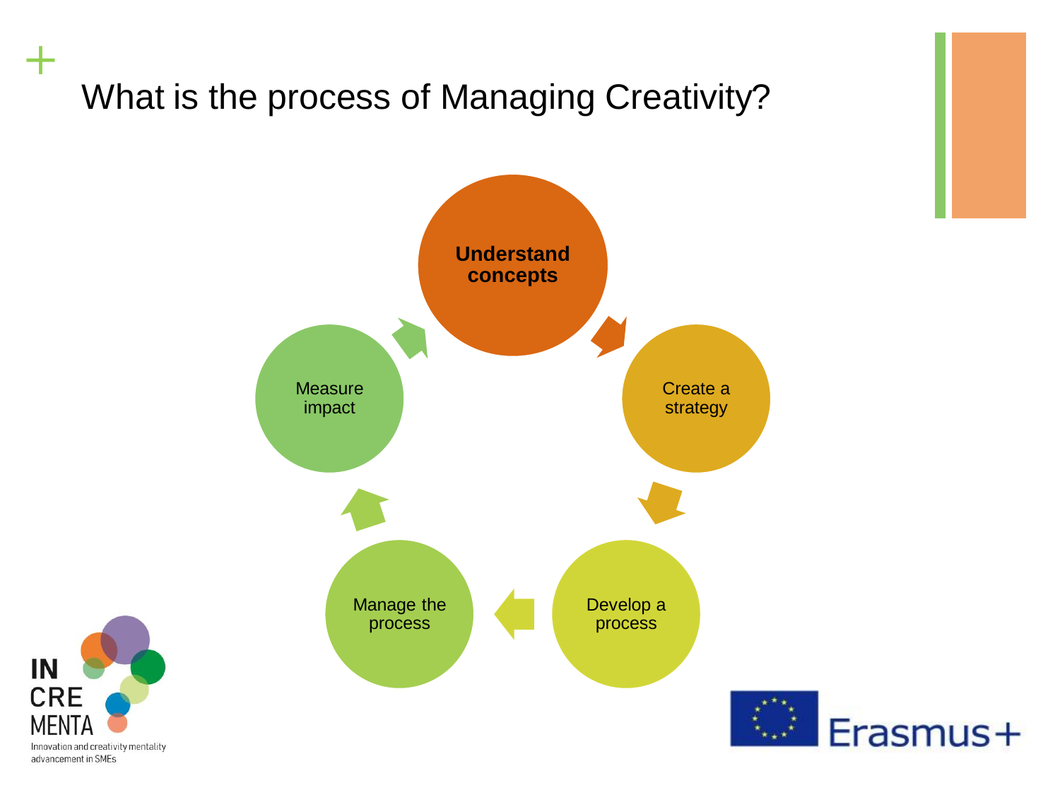# What is the process of Managing Creativity?

- **Understand concepts**
- Create a strategy
- Develop a process
- Manage the process
- Measure impact

IN CRE MENTA
Innovation and creativity mentality advancement in SMEs

Erasmus+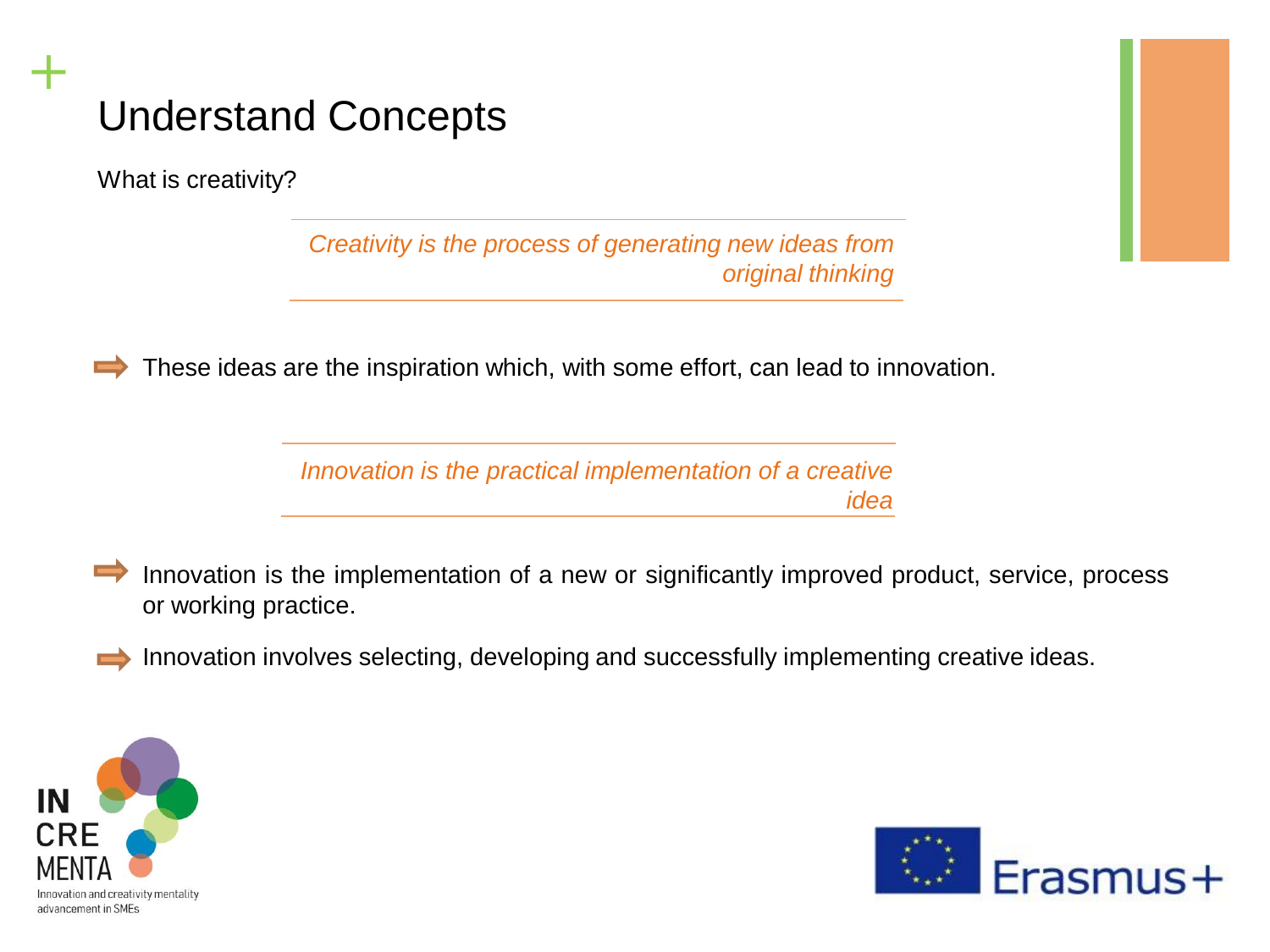# Understand Concepts

What is creativity?

> *Creativity is the process of generating new ideas from original thinking*

- These ideas are the inspiration which, with some effort, can lead to innovation.

> *Innovation is the practical implementation of a creative idea*

- Innovation is the implementation of a new or significantly improved product, service, process or working practice.
- Innovation involves selecting, developing and successfully implementing creative ideas.

IN CRE MENTA
Innovation and creativity mentality advancement in SMEs

Erasmus+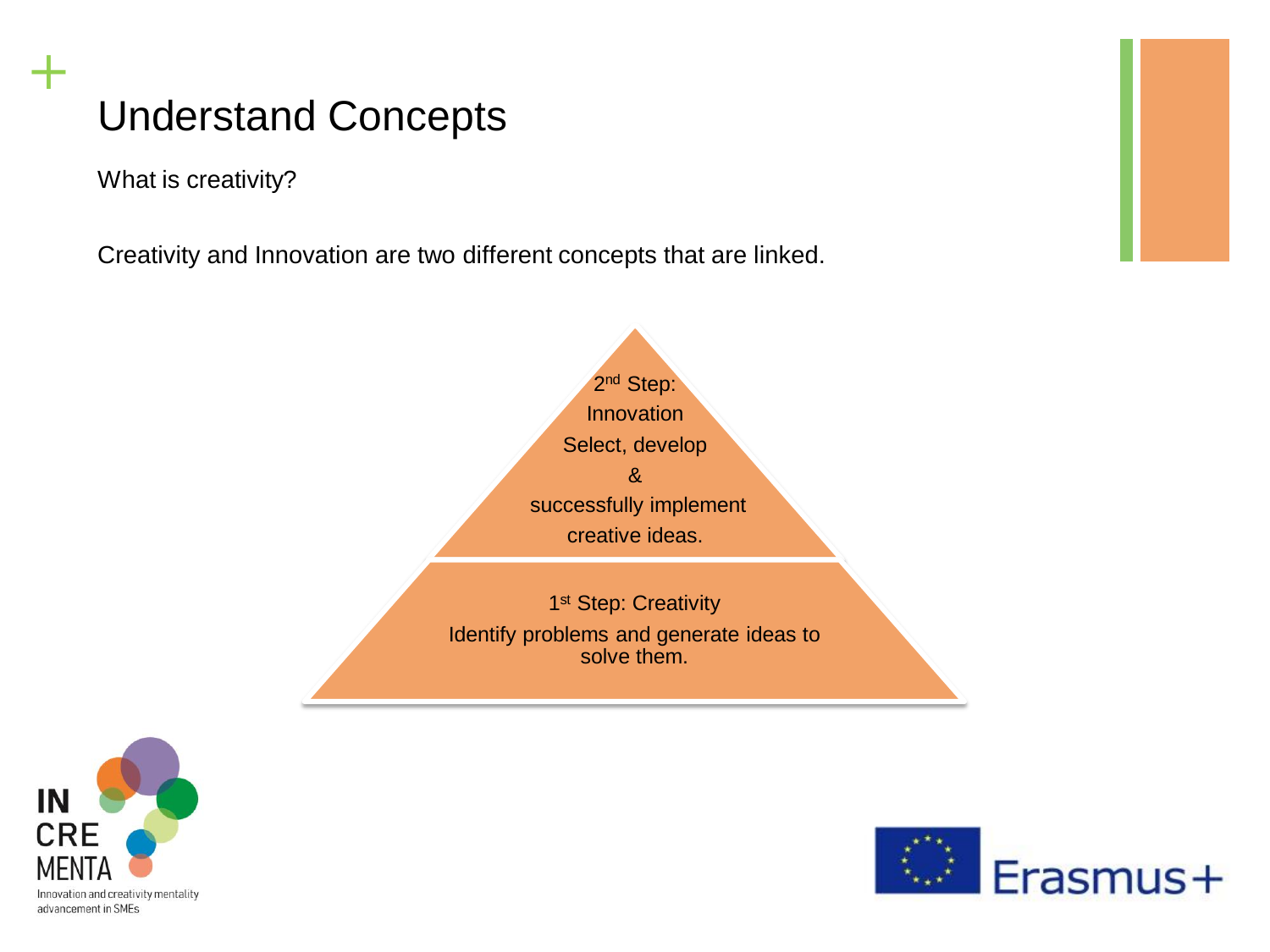# Understand Concepts

What is creativity?

Creativity and Innovation are two different concepts that are linked.

2nd Step:
Innovation
Select, develop
&
successfully implement
creative ideas.

1st Step: Creativity
Identify problems and generate ideas to solve them.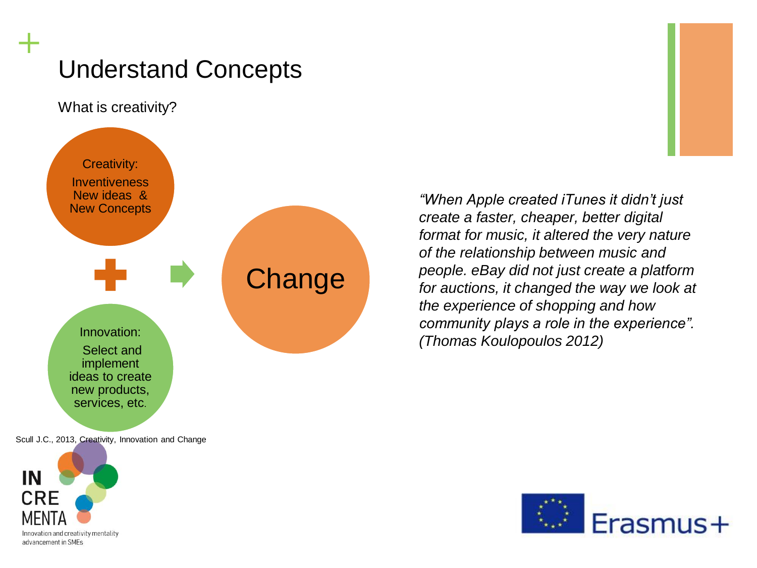# Understand Concepts

What is creativity?

Creativity:
Inventiveness
New ideas & New Concepts

+

Innovation:
Select and implement ideas to create new products, services, etc.

→ Change

*"When Apple created iTunes it didn't just create a faster, cheaper, better digital format for music, it altered the very nature of the relationship between music and people. eBay did not just create a platform for auctions, it changed the way we look at the experience of shopping and how community plays a role in the experience". (Thomas Koulopoulos 2012)*

Scull J.C., 2013, Creativity, Innovation and Change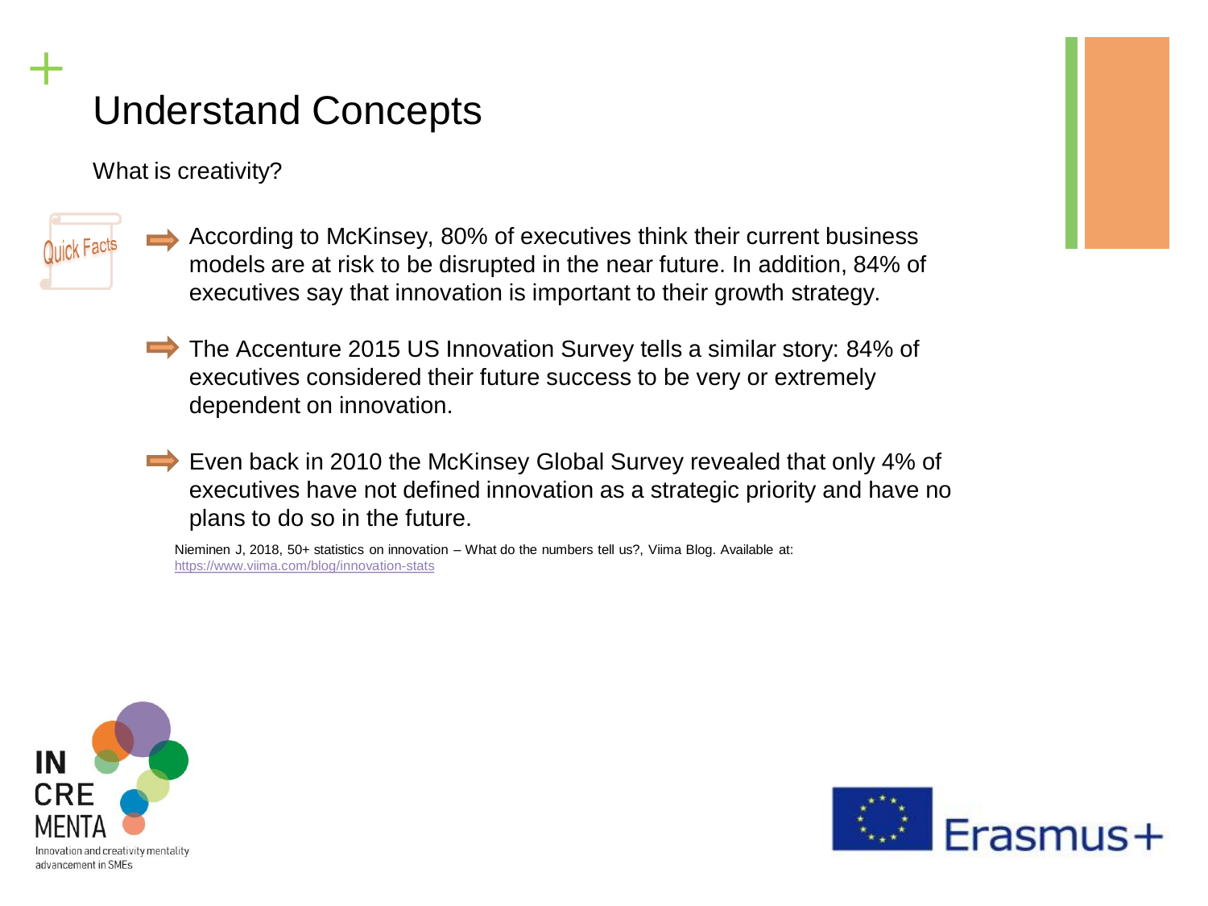# Understand Concepts

What is creativity?

Quick Facts

- According to McKinsey, 80% of executives think their current business models are at risk to be disrupted in the near future. In addition, 84% of executives say that innovation is important to their growth strategy.
- The Accenture 2015 US Innovation Survey tells a similar story: 84% of executives considered their future success to be very or extremely dependent on innovation.
- Even back in 2010 the McKinsey Global Survey revealed that only 4% of executives have not defined innovation as a strategic priority and have no plans to do so in the future.

Nieminen J, 2018, 50+ statistics on innovation – What do the numbers tell us?, Viima Blog. Available at: https://www.viima.com/blog/innovation-stats

IN CRE MENTA
Innovation and creativity mentality advancement in SMEs

Erasmus+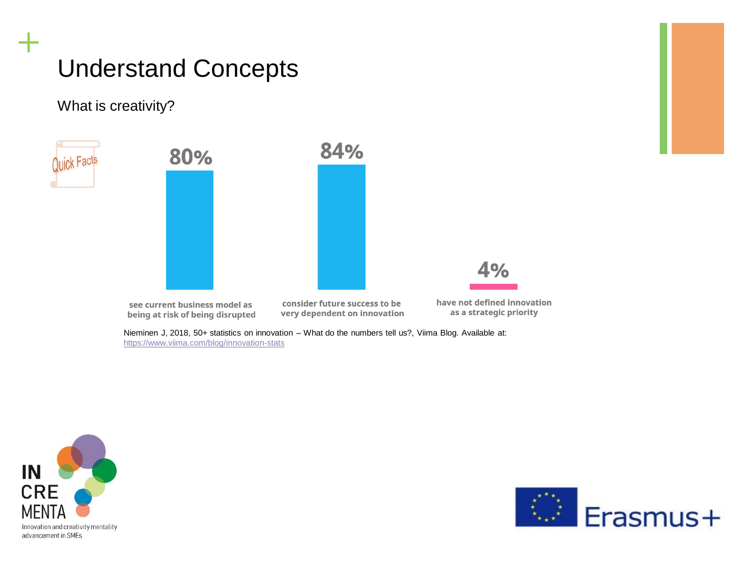# Understand Concepts

## What is creativity?

Quick Facts

| 80% | 84% | 4% |
| --- | --- | --- |
| see current business model as being at risk of being disrupted | consider future success to be very dependent on innovation | have not defined innovation as a strategic priority |

Nieminen J, 2018, 50+ statistics on innovation – What do the numbers tell us?, Viima Blog. Available at: https://www.viima.com/blog/innovation-stats

IN CRE MENTA
Innovation and creativity mentality advancement in SMEs

Erasmus+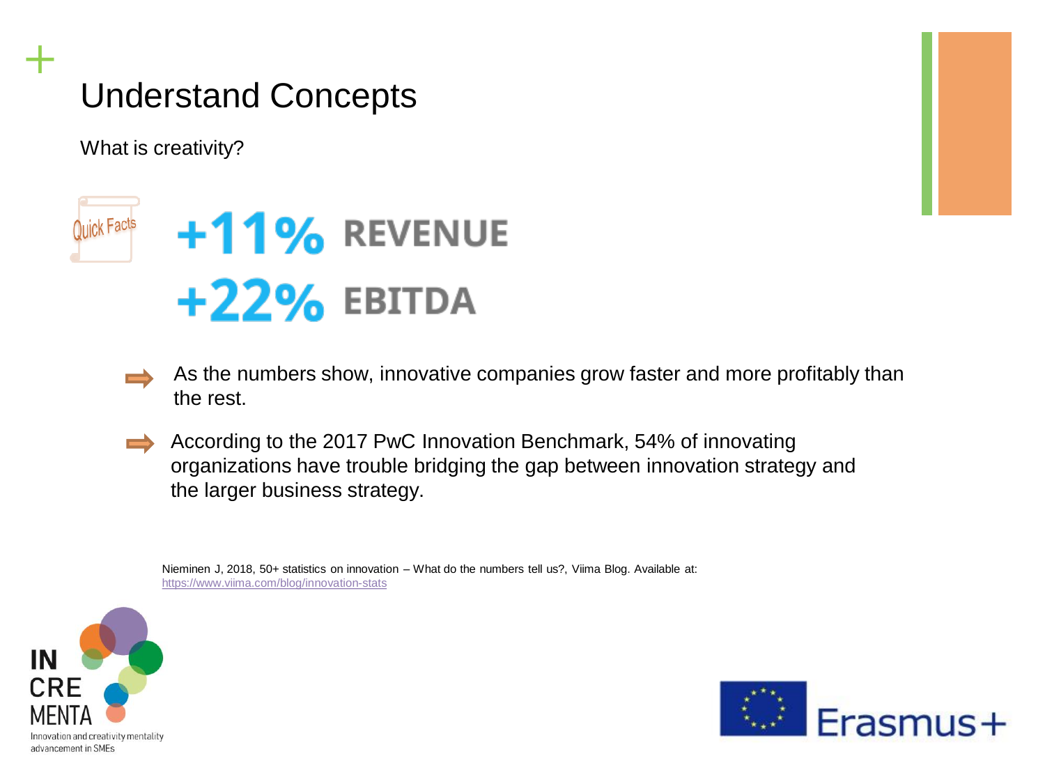# Understand Concepts

What is creativity?

Quick Facts

**+11% REVENUE**

**+22% EBITDA**

- As the numbers show, innovative companies grow faster and more profitably than the rest.
- According to the 2017 PwC Innovation Benchmark, 54% of innovating organizations have trouble bridging the gap between innovation strategy and the larger business strategy.

Nieminen J, 2018, 50+ statistics on innovation – What do the numbers tell us?, Viima Blog. Available at: https://www.viima.com/blog/innovation-stats

IN CRE MENTA
Innovation and creativity mentality advancement in SMEs

Erasmus+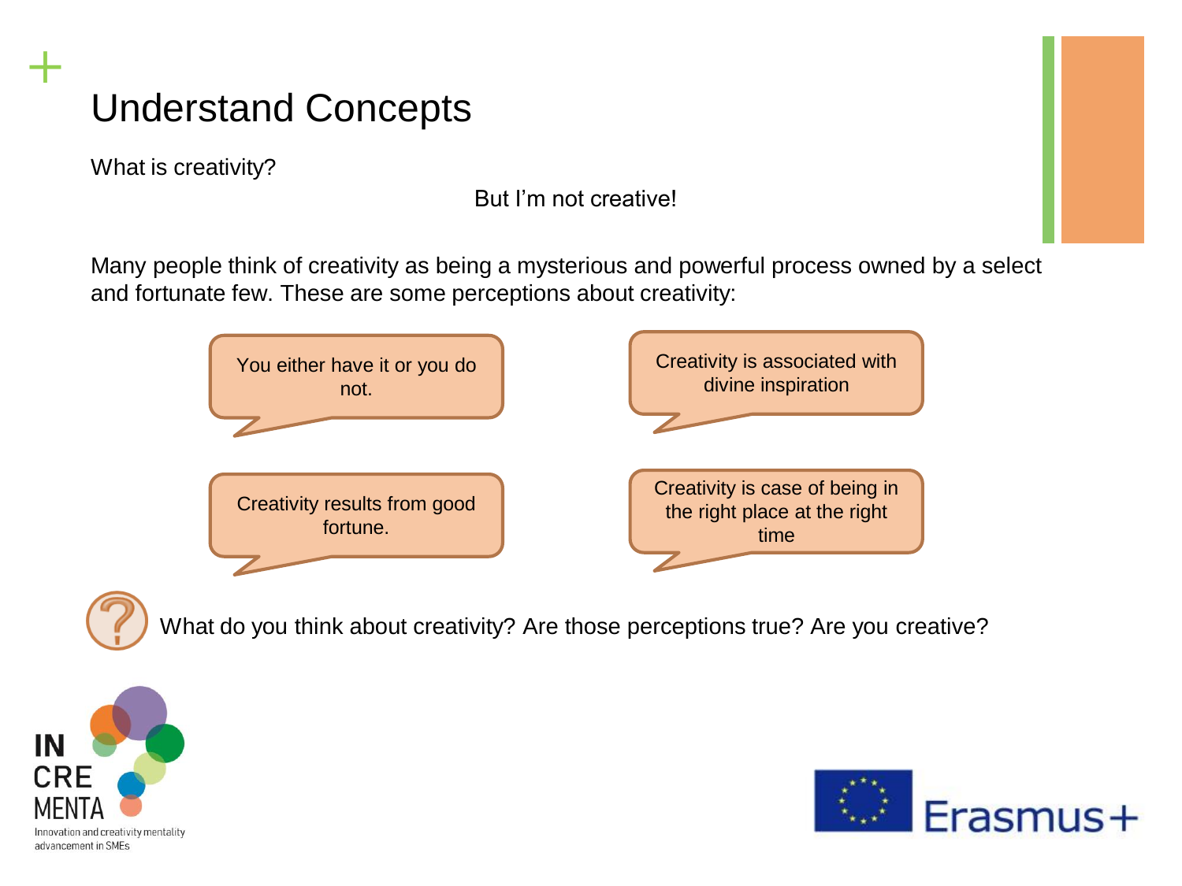# Understand Concepts

What is creativity?

But I'm not creative!

Many people think of creativity as being a mysterious and powerful process owned by a select and fortunate few. These are some perceptions about creativity:

- You either have it or you do not.
- Creativity is associated with divine inspiration
- Creativity results from good fortune.
- Creativity is case of being in the right place at the right time

What do you think about creativity? Are those perceptions true? Are you creative?

IN CRE MENTA
Innovation and creativity mentality advancement in SMEs

Erasmus+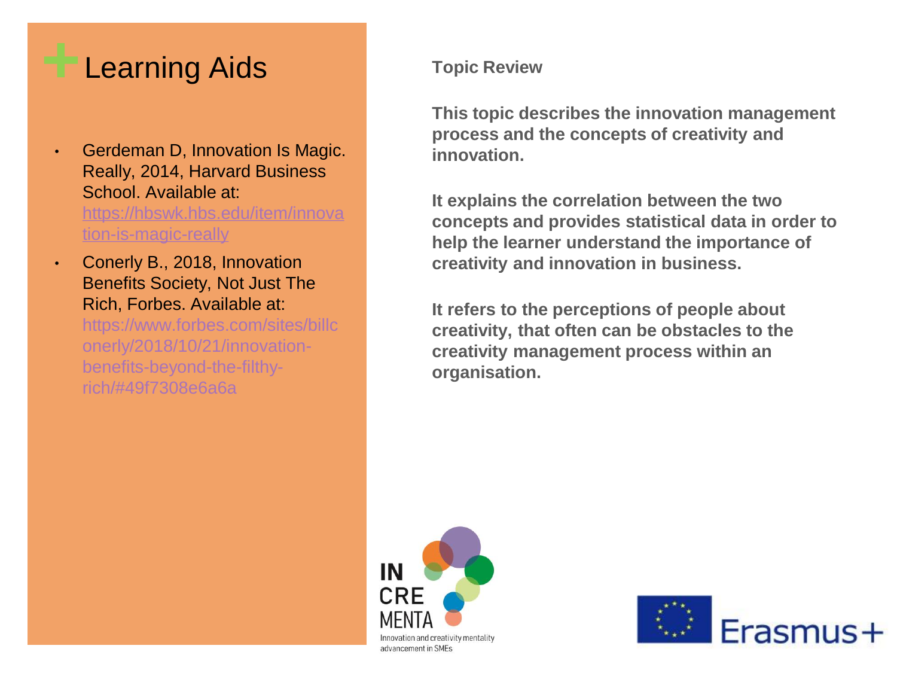# Learning Aids

- Gerdeman D, Innovation Is Magic. Really, 2014, Harvard Business School. Available at: https://hbswk.hbs.edu/item/innovation-is-magic-really
- Conerly B., 2018, Innovation Benefits Society, Not Just The Rich, Forbes. Available at: https://www.forbes.com/sites/billconerly/2018/10/21/innovation-benefits-beyond-the-filthy-rich/#49f7308e6a6a

**Topic Review**

**This topic describes the innovation management process and the concepts of creativity and innovation.**

**It explains the correlation between the two concepts and provides statistical data in order to help the learner understand the importance of creativity and innovation in business.**

**It refers to the perceptions of people about creativity, that often can be obstacles to the creativity management process within an organisation.**